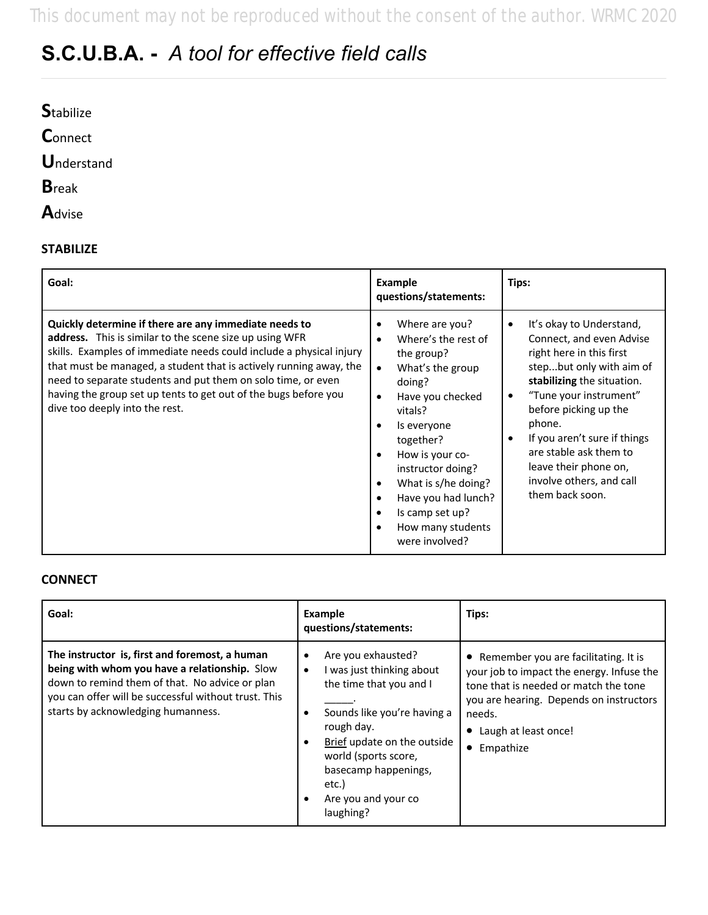# S.C.U.B.A. - *A tool for effective field calls*

**S**tabilize

**C**onnect

**U**nderstand

**B**reak

**A**dvise

### STABILIZE

| Goal: | Example questions/statements: | Tips: |
|---|---|---|
| **Quickly determine if there are any immediate needs to address.** This is similar to the scene size up using WFR skills. Examples of immediate needs could include a physical injury that must be managed, a student that is actively running away, the need to separate students and put them on solo time, or even having the group set up tents to get out of the bugs before you dive too deeply into the rest. | • Where are you?<br>• Where's the rest of the group?<br>• What's the group doing?<br>• Have you checked vitals?<br>• Is everyone together?<br>• How is your co-instructor doing?<br>• What is s/he doing?<br>• Have you had lunch?<br>• Is camp set up?<br>• How many students were involved? | • It's okay to Understand, Connect, and even Advise right here in this first step...but only with aim of **stabilizing** the situation.<br>• "Tune your instrument" before picking up the phone.<br>• If you aren't sure if things are stable ask them to leave their phone on, involve others, and call them back soon. |

### CONNECT

| Goal: | Example questions/statements: | Tips: |
|---|---|---|
| **The instructor is, first and foremost, a human being with whom you have a relationship.** Slow down to remind them of that. No advice or plan you can offer will be successful without trust. This starts by acknowledging humanness. | • Are you exhausted?<br>• I was just thinking about the time that you and I _____.<br>• Sounds like you're having a rough day.<br>• <u>Brief</u> update on the outside world (sports score, basecamp happenings, etc.)<br>• Are you and your co laughing? | • Remember you are facilitating. It is your job to impact the energy. Infuse the tone that is needed or match the tone you are hearing. Depends on instructors needs.<br>• Laugh at least once!<br>• Empathize |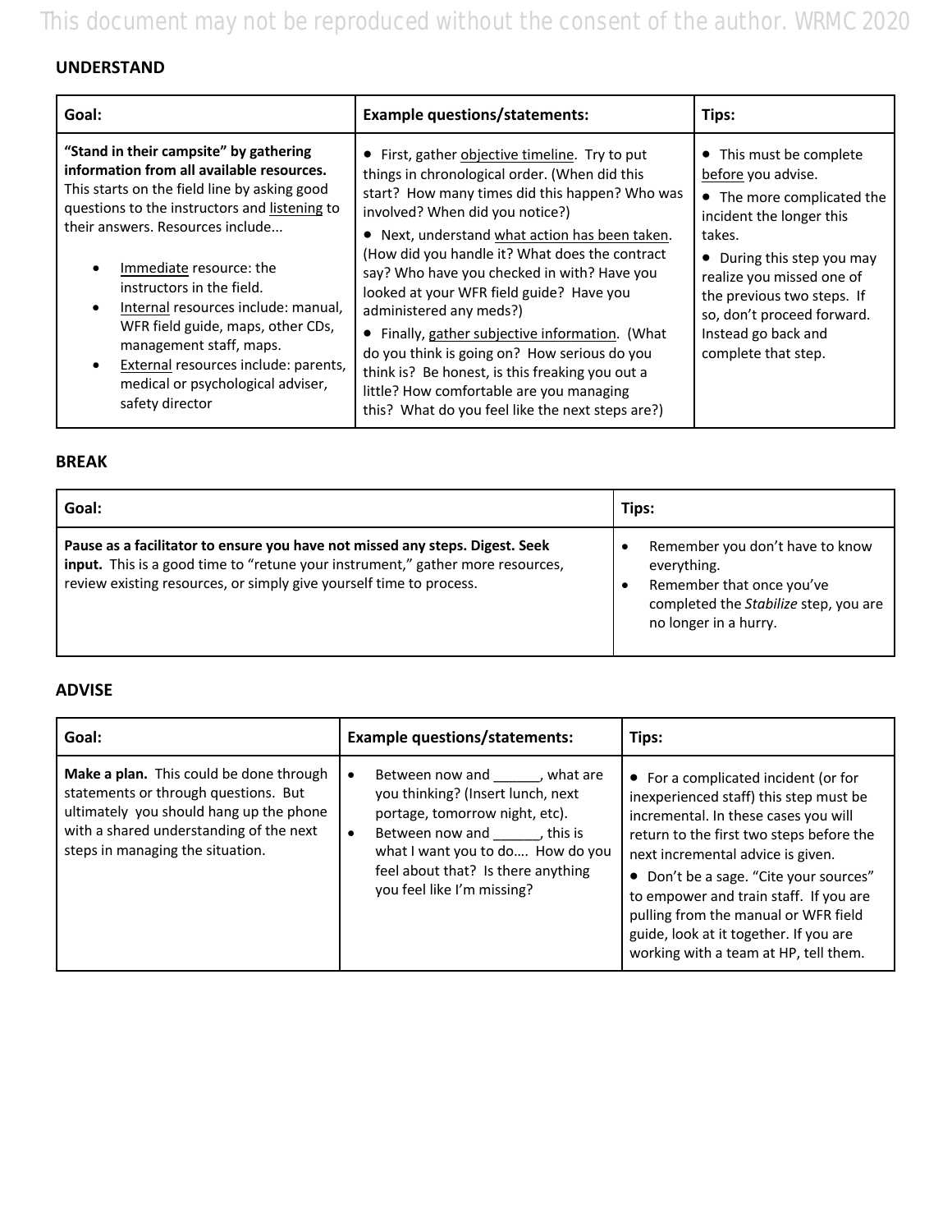## UNDERSTAND

| Goal: | Example questions/statements: | Tips: |
|---|---|---|
| **"Stand in their campsite" by gathering information from all available resources.** This starts on the field line by asking good questions to the instructors and listening to their answers. Resources include...<br>• Immediate resource: the instructors in the field.<br>• Internal resources include: manual, WFR field guide, maps, other CDs, management staff, maps.<br>• External resources include: parents, medical or psychological adviser, safety director | • First, gather objective timeline. Try to put things in chronological order. (When did this start? How many times did this happen? Who was involved? When did you notice?)<br>• Next, understand what action has been taken. (How did you handle it? What does the contract say? Who have you checked in with? Have you looked at your WFR field guide? Have you administered any meds?)<br>• Finally, gather subjective information. (What do you think is going on? How serious do you think is? Be honest, is this freaking you out a little? How comfortable are you managing this? What do you feel like the next steps are?) | • This must be complete before you advise.<br>• The more complicated the incident the longer this takes.<br>• During this step you may realize you missed one of the previous two steps. If so, don't proceed forward. Instead go back and complete that step. |

## BREAK

| Goal: | Tips: |
|---|---|
| **Pause as a facilitator to ensure you have not missed any steps. Digest. Seek input.** This is a good time to "retune your instrument," gather more resources, review existing resources, or simply give yourself time to process. | • Remember you don't have to know everything.<br>• Remember that once you've completed the *Stabilize* step, you are no longer in a hurry. |

## ADVISE

| Goal: | Example questions/statements: | Tips: |
|---|---|---|
| **Make a plan.** This could be done through statements or through questions. But ultimately you should hang up the phone with a shared understanding of the next steps in managing the situation. | • Between now and ______, what are you thinking? (Insert lunch, next portage, tomorrow night, etc).<br>• Between now and ______, this is what I want you to do…. How do you feel about that? Is there anything you feel like I'm missing? | • For a complicated incident (or for inexperienced staff) this step must be incremental. In these cases you will return to the first two steps before the next incremental advice is given.<br>• Don't be a sage. "Cite your sources" to empower and train staff. If you are pulling from the manual or WFR field guide, look at it together. If you are working with a team at HP, tell them. |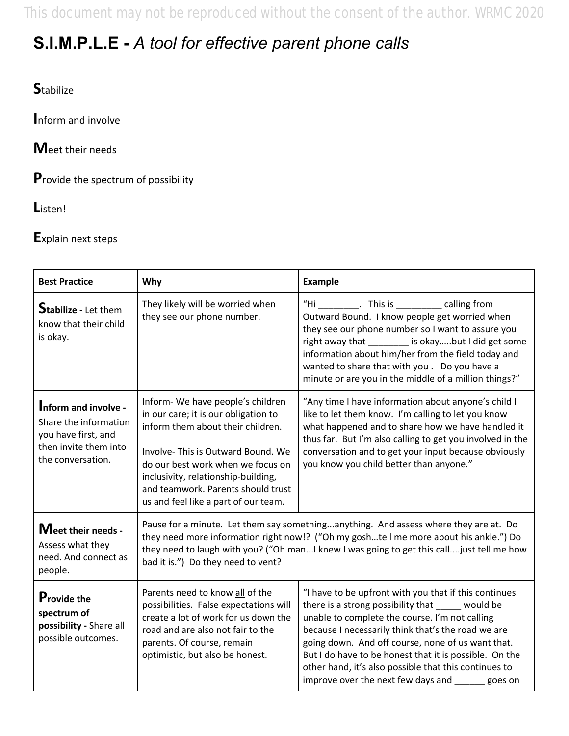# S.I.M.P.L.E - *A tool for effective parent phone calls*

**S**tabilize

**I**nform and involve

**M**eet their needs

**P**rovide the spectrum of possibility

**L**isten!

**E**xplain next steps

| Best Practice | Why | Example |
|---|---|---|
| **Stabilize -** Let them know that their child is okay. | They likely will be worried when they see our phone number. | "Hi ________. This is _________ calling from Outward Bound. I know people get worried when they see our phone number so I want to assure you right away that ________ is okay…..but I did get some information about him/her from the field today and wanted to share that with you . Do you have a minute or are you in the middle of a million things?" |
| **Inform and involve -** Share the information you have first, and then invite them into the conversation. | Inform- We have people's children in our care; it is our obligation to inform them about their children.<br><br>Involve- This is Outward Bound. We do our best work when we focus on inclusivity, relationship-building, and teamwork. Parents should trust us and feel like a part of our team. | "Any time I have information about anyone's child I like to let them know. I'm calling to let you know what happened and to share how we have handled it thus far. But I'm also calling to get you involved in the conversation and to get your input because obviously you know you child better than anyone." |
| **Meet their needs -** Assess what they need. And connect as people. | Pause for a minute. Let them say something...anything. And assess where they are at. Do they need more information right now!? ("Oh my gosh…tell me more about his ankle.") Do they need to laugh with you? ("Oh man...I knew I was going to get this call....just tell me how bad it is.") Do they need to vent? | |
| **Provide the spectrum of possibility -** Share all possible outcomes. | Parents need to know all of the possibilities. False expectations will create a lot of work for us down the road and are also not fair to the parents. Of course, remain optimistic, but also be honest. | "I have to be upfront with you that if this continues there is a strong possibility that _____ would be unable to complete the course. I'm not calling because I necessarily think that's the road we are going down. And off course, none of us want that. But I do have to be honest that it is possible. On the other hand, it's also possible that this continues to improve over the next few days and ______ goes on |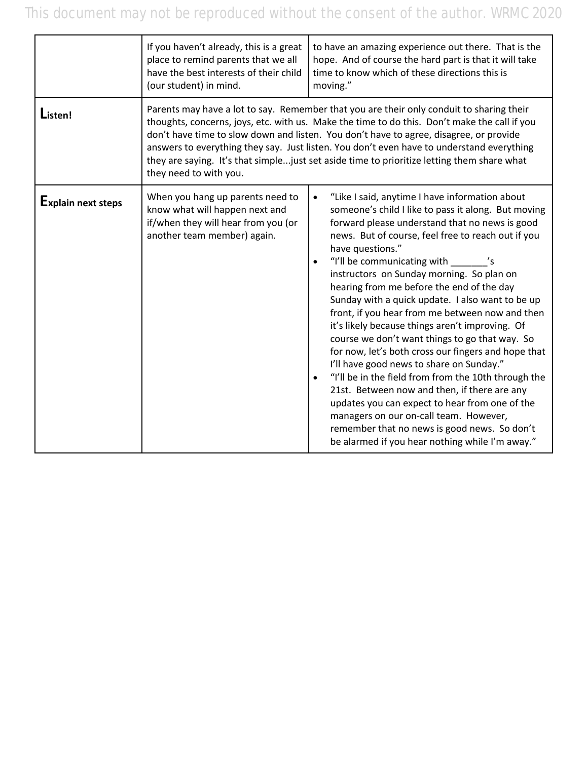| | | |
|---|---|---|
| | If you haven't already, this is a great place to remind parents that we all have the best interests of their child (our student) in mind. | to have an amazing experience out there. That is the hope. And of course the hard part is that it will take time to know which of these directions this is moving." |
| **L**isten! | Parents may have a lot to say. Remember that you are their only conduit to sharing their thoughts, concerns, joys, etc. with us. Make the time to do this. Don't make the call if you don't have time to slow down and listen. You don't have to agree, disagree, or provide answers to everything they say. Just listen. You don't even have to understand everything they are saying. It's that simple...just set aside time to prioritize letting them share what they need to with you. | |
| **E**xplain next steps | When you hang up parents need to know what will happen next and if/when they will hear from you (or another team member) again. | • "Like I said, anytime I have information about someone's child I like to pass it along. But moving forward please understand that no news is good news. But of course, feel free to reach out if you have questions."<br>• "I'll be communicating with _______'s instructors on Sunday morning. So plan on hearing from me before the end of the day Sunday with a quick update. I also want to be up front, if you hear from me between now and then it's likely because things aren't improving. Of course we don't want things to go that way. So for now, let's both cross our fingers and hope that I'll have good news to share on Sunday."<br>• "I'll be in the field from from the 10th through the 21st. Between now and then, if there are any updates you can expect to hear from one of the managers on our on-call team. However, remember that no news is good news. So don't be alarmed if you hear nothing while I'm away." |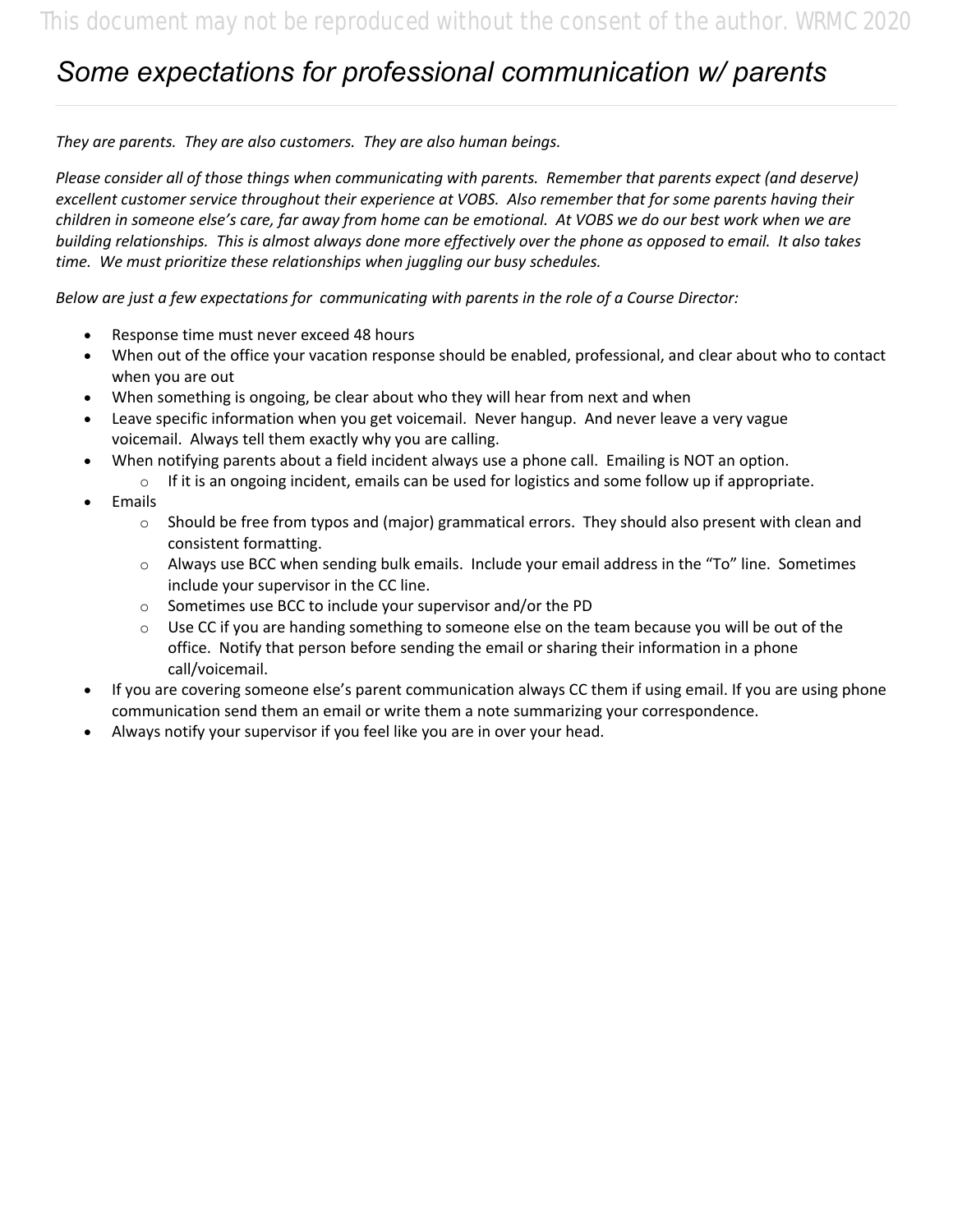# *Some expectations for professional communication w/ parents*

*They are parents. They are also customers. They are also human beings.*

*Please consider all of those things when communicating with parents. Remember that parents expect (and deserve) excellent customer service throughout their experience at VOBS. Also remember that for some parents having their children in someone else's care, far away from home can be emotional. At VOBS we do our best work when we are building relationships. This is almost always done more effectively over the phone as opposed to email. It also takes time. We must prioritize these relationships when juggling our busy schedules.*

*Below are just a few expectations for communicating with parents in the role of a Course Director:*

- Response time must never exceed 48 hours
- When out of the office your vacation response should be enabled, professional, and clear about who to contact when you are out
- When something is ongoing, be clear about who they will hear from next and when
- Leave specific information when you get voicemail. Never hangup. And never leave a very vague voicemail. Always tell them exactly why you are calling.
- When notifying parents about a field incident always use a phone call. Emailing is NOT an option.
  - If it is an ongoing incident, emails can be used for logistics and some follow up if appropriate.
- Emails
  - Should be free from typos and (major) grammatical errors. They should also present with clean and consistent formatting.
  - Always use BCC when sending bulk emails. Include your email address in the "To" line. Sometimes include your supervisor in the CC line.
  - Sometimes use BCC to include your supervisor and/or the PD
  - Use CC if you are handing something to someone else on the team because you will be out of the office. Notify that person before sending the email or sharing their information in a phone call/voicemail.
- If you are covering someone else's parent communication always CC them if using email. If you are using phone communication send them an email or write them a note summarizing your correspondence.
- Always notify your supervisor if you feel like you are in over your head.